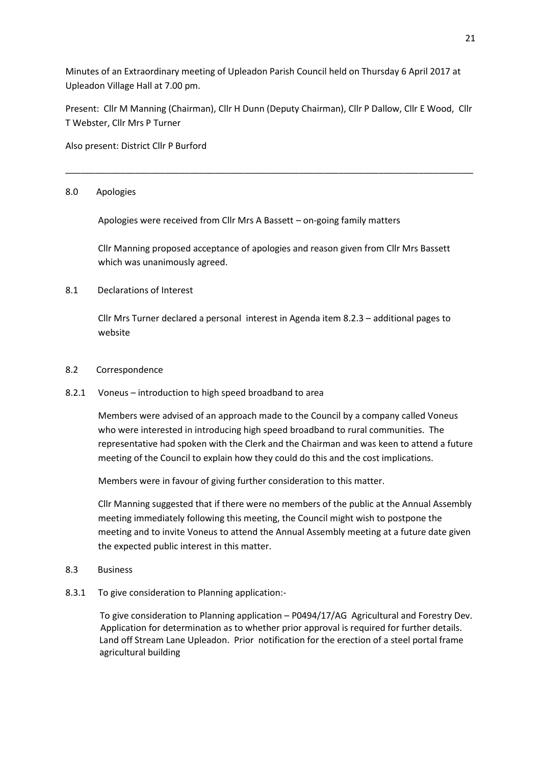Minutes of an Extraordinary meeting of Upleadon Parish Council held on Thursday 6 April 2017 at Upleadon Village Hall at 7.00 pm.

Present: Cllr M Manning (Chairman), Cllr H Dunn (Deputy Chairman), Cllr P Dallow, Cllr E Wood, Cllr T Webster, Cllr Mrs P Turner

Also present: District Cllr P Burford

---

8.0 Apologies

Apologies were received from Cllr Mrs A Bassett – on-going family matters

Cllr Manning proposed acceptance of apologies and reason given from Cllr Mrs Bassett which was unanimously agreed.

8.1 Declarations of Interest

Cllr Mrs Turner declared a personal interest in Agenda item 8.2.3 – additional pages to website

8.2 Correspondence

8.2.1 Voneus – introduction to high speed broadband to area

Members were advised of an approach made to the Council by a company called Voneus who were interested in introducing high speed broadband to rural communities. The representative had spoken with the Clerk and the Chairman and was keen to attend a future meeting of the Council to explain how they could do this and the cost implications.

Members were in favour of giving further consideration to this matter.

Cllr Manning suggested that if there were no members of the public at the Annual Assembly meeting immediately following this meeting, the Council might wish to postpone the meeting and to invite Voneus to attend the Annual Assembly meeting at a future date given the expected public interest in this matter.

8.3 Business

8.3.1 To give consideration to Planning application:-

To give consideration to Planning application – P0494/17/AG Agricultural and Forestry Dev. Application for determination as to whether prior approval is required for further details. Land off Stream Lane Upleadon. Prior notification for the erection of a steel portal frame agricultural building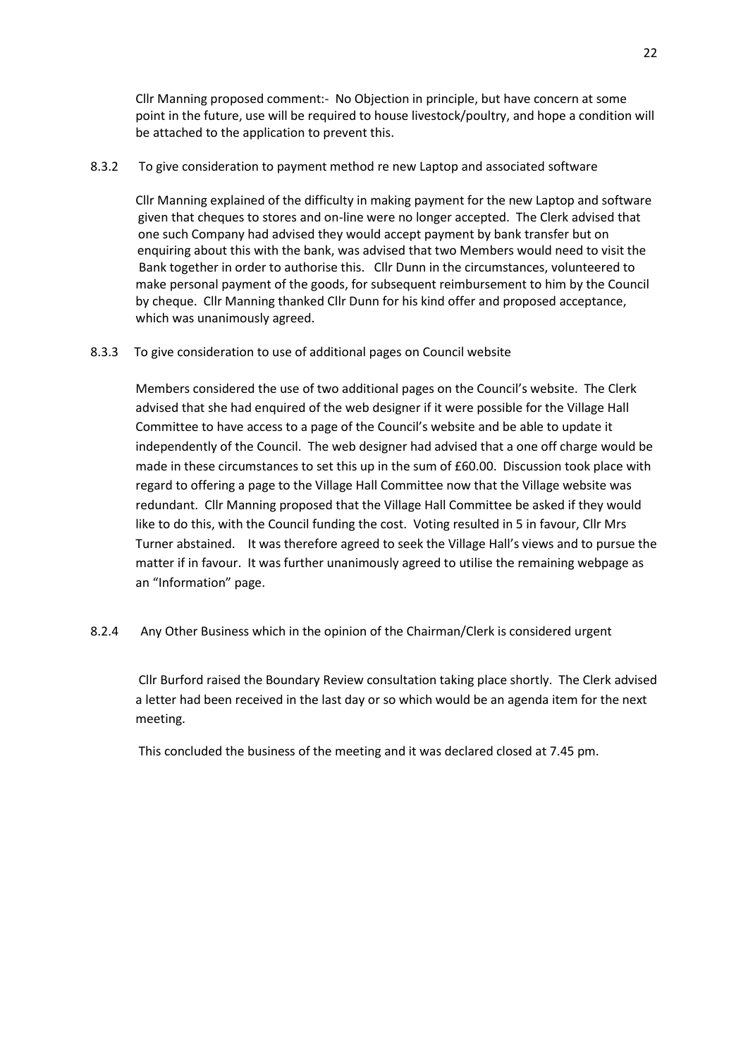Cllr Manning proposed comment:- No Objection in principle, but have concern at some point in the future, use will be required to house livestock/poultry, and hope a condition will be attached to the application to prevent this.

8.3.2 To give consideration to payment method re new Laptop and associated software

Cllr Manning explained of the difficulty in making payment for the new Laptop and software given that cheques to stores and on-line were no longer accepted. The Clerk advised that one such Company had advised they would accept payment by bank transfer but on enquiring about this with the bank, was advised that two Members would need to visit the Bank together in order to authorise this. Cllr Dunn in the circumstances, volunteered to make personal payment of the goods, for subsequent reimbursement to him by the Council by cheque. Cllr Manning thanked Cllr Dunn for his kind offer and proposed acceptance, which was unanimously agreed.

8.3.3 To give consideration to use of additional pages on Council website

Members considered the use of two additional pages on the Council's website. The Clerk advised that she had enquired of the web designer if it were possible for the Village Hall Committee to have access to a page of the Council's website and be able to update it independently of the Council. The web designer had advised that a one off charge would be made in these circumstances to set this up in the sum of £60.00. Discussion took place with regard to offering a page to the Village Hall Committee now that the Village website was redundant. Cllr Manning proposed that the Village Hall Committee be asked if they would like to do this, with the Council funding the cost. Voting resulted in 5 in favour, Cllr Mrs Turner abstained. It was therefore agreed to seek the Village Hall's views and to pursue the matter if in favour. It was further unanimously agreed to utilise the remaining webpage as an "Information" page.

8.2.4 Any Other Business which in the opinion of the Chairman/Clerk is considered urgent

Cllr Burford raised the Boundary Review consultation taking place shortly. The Clerk advised a letter had been received in the last day or so which would be an agenda item for the next meeting.

This concluded the business of the meeting and it was declared closed at 7.45 pm.